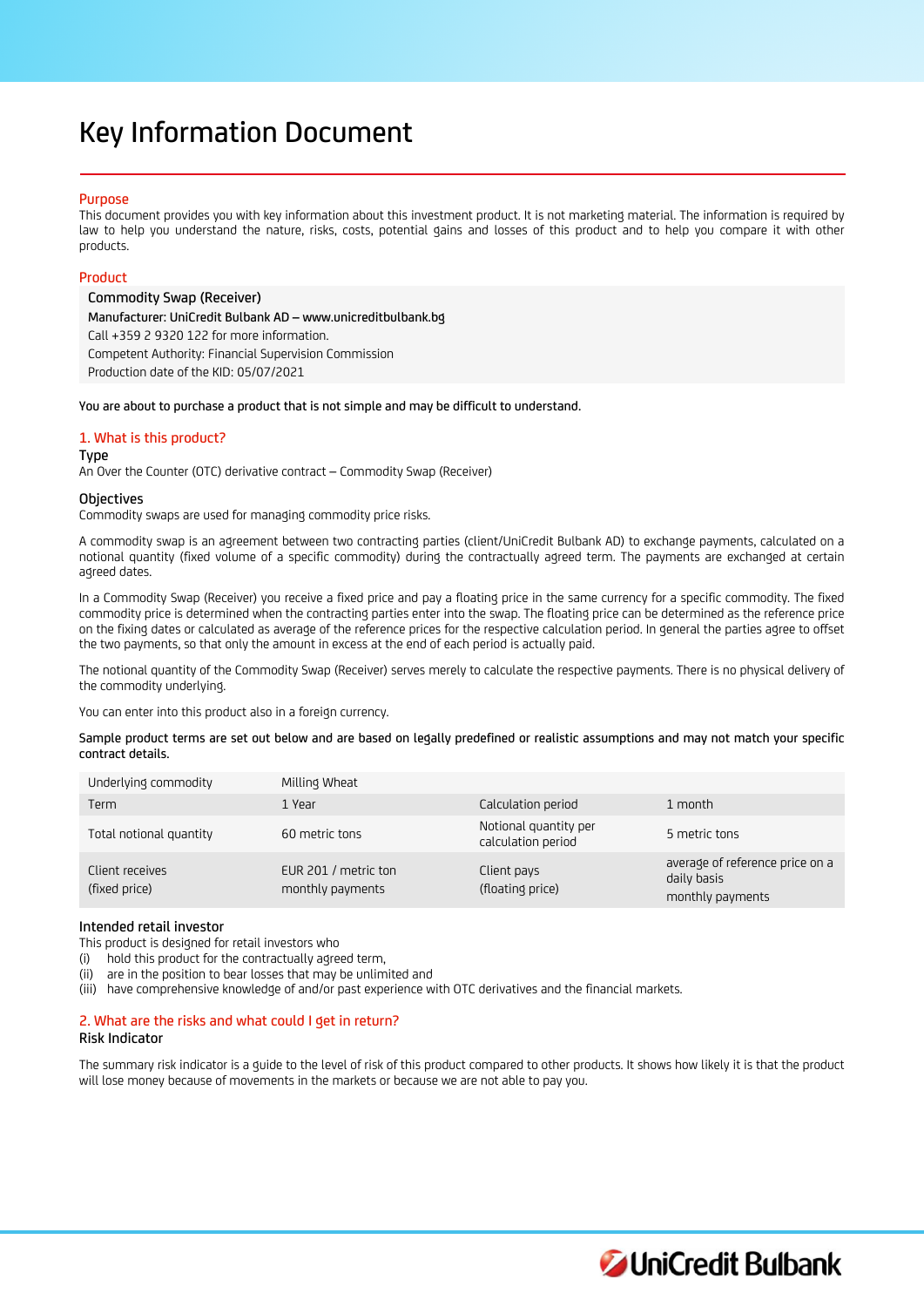# Key Information Document

## Purpose

This document provides you with key information about this investment product. It is not marketing material. The information is required by law to help you understand the nature, risks, costs, potential gains and losses of this product and to help you compare it with other products.

## Product

Commodity Swap (Receiver)
**Manufacturer: UniCredit Bulbank AD – www.unicreditbulbank.bg**
Call +359 2 9320 122 for more information.
Competent Authority: Financial Supervision Commission
Production date of the KID: 05/07/2021

**You are about to purchase a product that is not simple and may be difficult to understand.**

## 1. What is this product?

### Type

An Over the Counter (OTC) derivative contract – Commodity Swap (Receiver)

### Objectives

Commodity swaps are used for managing commodity price risks.

A commodity swap is an agreement between two contracting parties (client/UniCredit Bulbank AD) to exchange payments, calculated on a notional quantity (fixed volume of a specific commodity) during the contractually agreed term. The payments are exchanged at certain agreed dates.

In a Commodity Swap (Receiver) you receive a fixed price and pay a floating price in the same currency for a specific commodity. The fixed commodity price is determined when the contracting parties enter into the swap. The floating price can be determined as the reference price on the fixing dates or calculated as average of the reference prices for the respective calculation period. In general the parties agree to offset the two payments, so that only the amount in excess at the end of each period is actually paid.

The notional quantity of the Commodity Swap (Receiver) serves merely to calculate the respective payments. There is no physical delivery of the commodity underlying.

You can enter into this product also in a foreign currency.

**Sample product terms are set out below and are based on legally predefined or realistic assumptions and may not match your specific contract details.**

| Underlying commodity | Milling Wheat | | |
|---|---|---|---|
| Term | 1 Year | Calculation period | 1 month |
| Total notional quantity | 60 metric tons | Notional quantity per calculation period | 5 metric tons |
| Client receives (fixed price) | EUR 201 / metric ton monthly payments | Client pays (floating price) | average of reference price on a daily basis monthly payments |

### Intended retail investor

This product is designed for retail investors who

(i) hold this product for the contractually agreed term,
(ii) are in the position to bear losses that may be unlimited and
(iii) have comprehensive knowledge of and/or past experience with OTC derivatives and the financial markets.

## 2. What are the risks and what could I get in return?

### Risk Indicator

The summary risk indicator is a guide to the level of risk of this product compared to other products. It shows how likely it is that the product will lose money because of movements in the markets or because we are not able to pay you.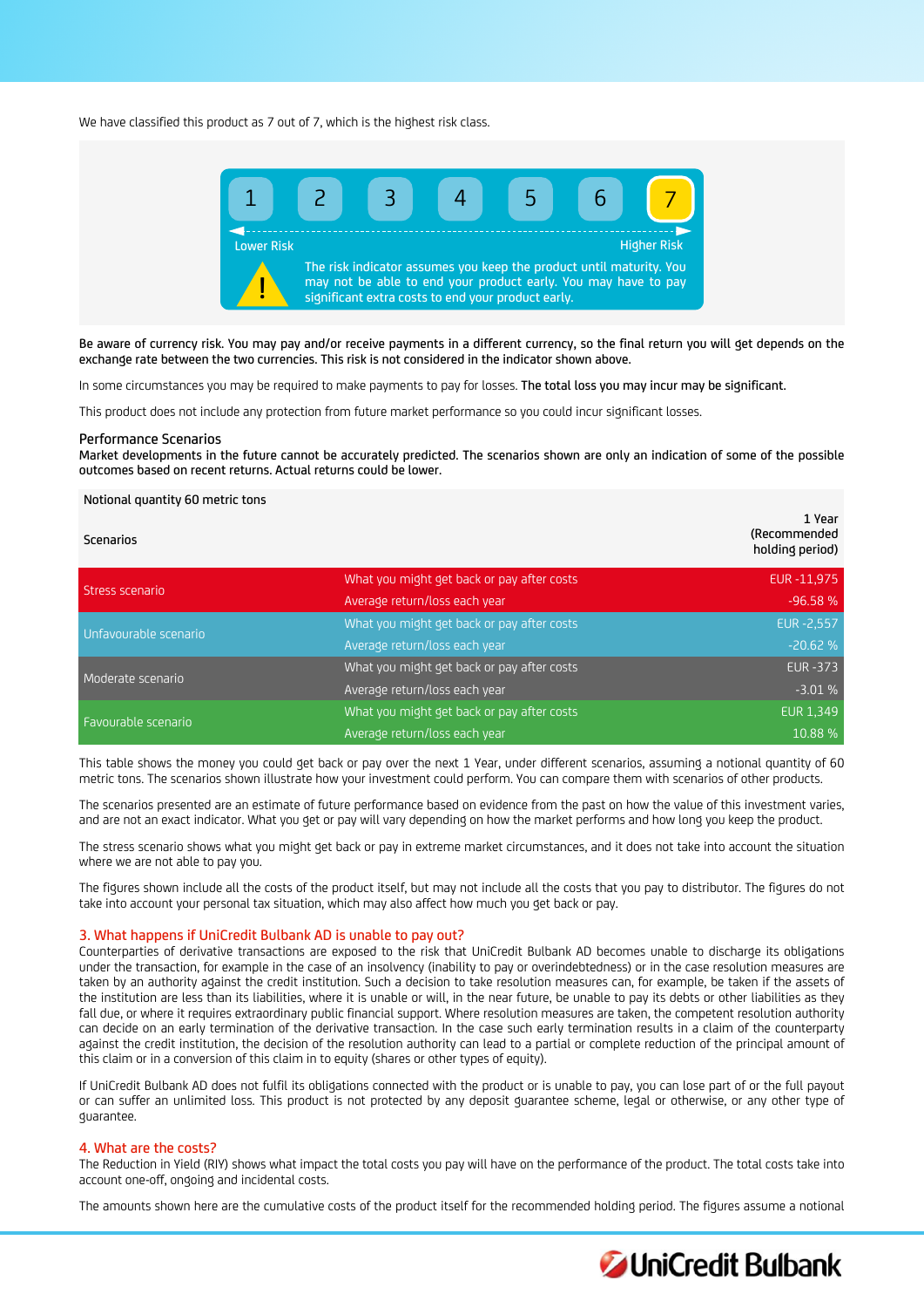We have classified this product as 7 out of 7, which is the highest risk class.

| 1 | 2 | 3 | 4 | 5 | 6 | 7 |
|---|---|---|---|---|---|---|

Lower Risk — Higher Risk

The risk indicator assumes you keep the product until maturity. You may not be able to end your product early. You may have to pay significant extra costs to end your product early.

Be aware of currency risk. You may pay and/or receive payments in a different currency, so the final return you will get depends on the exchange rate between the two currencies. This risk is not considered in the indicator shown above.

In some circumstances you may be required to make payments to pay for losses. **The total loss you may incur may be significant.**

This product does not include any protection from future market performance so you could incur significant losses.

### Performance Scenarios

Market developments in the future cannot be accurately predicted. The scenarios shown are only an indication of some of the possible outcomes based on recent returns. Actual returns could be lower.

| Notional quantity 60 metric tons | | |
|---|---|---|
| Scenarios | | 1 Year (Recommended holding period) |
| Stress scenario | What you might get back or pay after costs | EUR -11,975 |
| | Average return/loss each year | -96.58 % |
| Unfavourable scenario | What you might get back or pay after costs | EUR -2,557 |
| | Average return/loss each year | -20.62 % |
| Moderate scenario | What you might get back or pay after costs | EUR -373 |
| | Average return/loss each year | -3.01 % |
| Favourable scenario | What you might get back or pay after costs | EUR 1,349 |
| | Average return/loss each year | 10.88 % |

This table shows the money you could get back or pay over the next 1 Year, under different scenarios, assuming a notional quantity of 60 metric tons. The scenarios shown illustrate how your investment could perform. You can compare them with scenarios of other products.

The scenarios presented are an estimate of future performance based on evidence from the past on how the value of this investment varies, and are not an exact indicator. What you get or pay will vary depending on how the market performs and how long you keep the product.

The stress scenario shows what you might get back or pay in extreme market circumstances, and it does not take into account the situation where we are not able to pay you.

The figures shown include all the costs of the product itself, but may not include all the costs that you pay to distributor. The figures do not take into account your personal tax situation, which may also affect how much you get back or pay.

## 3. What happens if UniCredit Bulbank AD is unable to pay out?

Counterparties of derivative transactions are exposed to the risk that UniCredit Bulbank AD becomes unable to discharge its obligations under the transaction, for example in the case of an insolvency (inability to pay or overindebtedness) or in the case resolution measures are taken by an authority against the credit institution. Such a decision to take resolution measures can, for example, be taken if the assets of the institution are less than its liabilities, where it is unable or will, in the near future, be unable to pay its debts or other liabilities as they fall due, or where it requires extraordinary public financial support. Where resolution measures are taken, the competent resolution authority can decide on an early termination of the derivative transaction. In the case such early termination results in a claim of the counterparty against the credit institution, the decision of the resolution authority can lead to a partial or complete reduction of the principal amount of this claim or in a conversion of this claim in to equity (shares or other types of equity).

If UniCredit Bulbank AD does not fulfil its obligations connected with the product or is unable to pay, you can lose part of or the full payout or can suffer an unlimited loss. This product is not protected by any deposit guarantee scheme, legal or otherwise, or any other type of guarantee.

## 4. What are the costs?

The Reduction in Yield (RIY) shows what impact the total costs you pay will have on the performance of the product. The total costs take into account one-off, ongoing and incidental costs.

The amounts shown here are the cumulative costs of the product itself for the recommended holding period. The figures assume a notional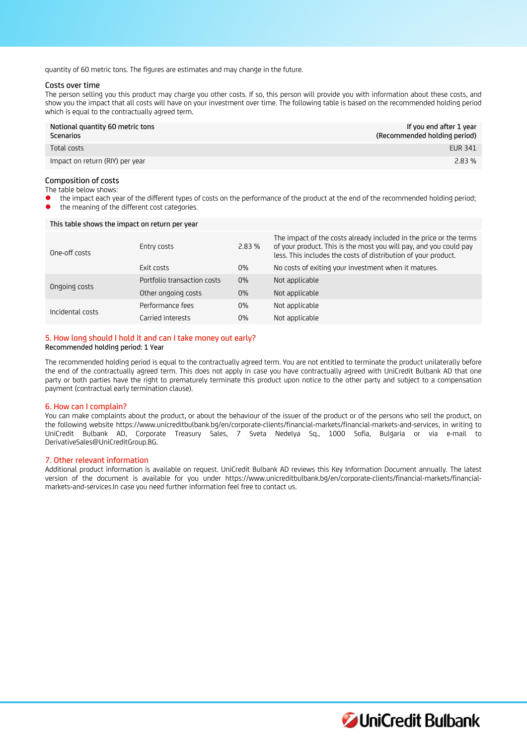quantity of 60 metric tons. The figures are estimates and may change in the future.

### Costs over time

The person selling you this product may charge you other costs. If so, this person will provide you with information about these costs, and show you the impact that all costs will have on your investment over time. The following table is based on the recommended holding period which is equal to the contractually agreed term.

| Notional quantity 60 metric tons<br>Scenarios | If you end after 1 year<br>(Recommended holding period) |
|---|---|
| Total costs | EUR 341 |
| Impact on return (RIY) per year | 2.83 % |

### Composition of costs

The table below shows:

- the impact each year of the different types of costs on the performance of the product at the end of the recommended holding period;
- the meaning of the different cost categories.

| This table shows the impact on return per year | | | |
|---|---|---|---|
| One-off costs | Entry costs | 2.83 % | The impact of the costs already included in the price or the terms of your product. This is the most you will pay, and you could pay less. This includes the costs of distribution of your product. |
| | Exit costs | 0% | No costs of exiting your investment when it matures. |
| Ongoing costs | Portfolio transaction costs | 0% | Not applicable |
| | Other ongoing costs | 0% | Not applicable |
| Incidental costs | Performance fees | 0% | Not applicable |
| | Carried interests | 0% | Not applicable |

## 5. How long should I hold it and can I take money out early?

Recommended holding period: 1 Year

The recommended holding period is equal to the contractually agreed term. You are not entitled to terminate the product unilaterally before the end of the contractually agreed term. This does not apply in case you have contractually agreed with UniCredit Bulbank AD that one party or both parties have the right to prematurely terminate this product upon notice to the other party and subject to a compensation payment (contractual early termination clause).

## 6. How can I complain?

You can make complaints about the product, or about the behaviour of the issuer of the product or of the persons who sell the product, on the following website https://www.unicreditbulbank.bg/en/corporate-clients/financial-markets/financial-markets-and-services, in writing to UniCredit Bulbank AD, Corporate Treasury Sales, 7 Sveta Nedelya Sq., 1000 Sofia, Bulgaria or via e-mail to DerivativeSales@UniCreditGroup.BG.

## 7. Other relevant information

Additional product information is available on request. UniCredit Bulbank AD reviews this Key Information Document annually. The latest version of the document is available for you under https://www.unicreditbulbank.bg/en/corporate-clients/financial-markets/financial-markets-and-services.In case you need further information feel free to contact us.